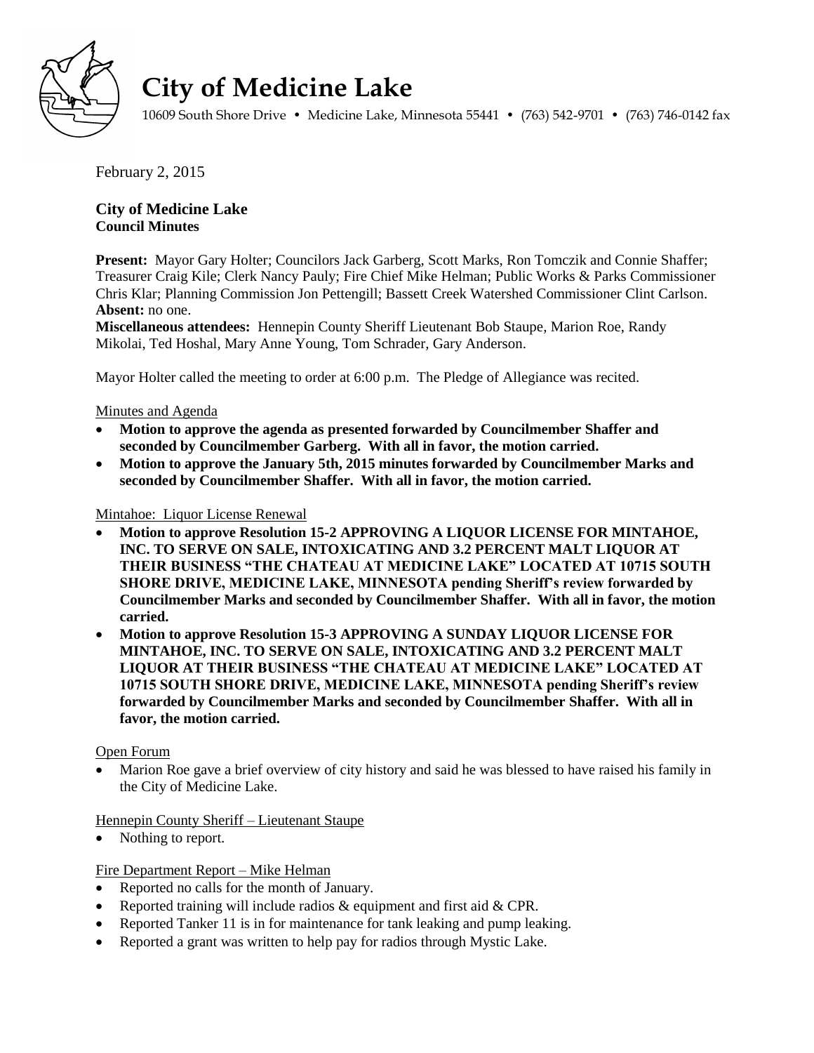# City of Medicine Lake

10609 South Shore Drive • Medicine Lake, Minnesota 55441 • (763) 542-9701 • (763) 746-0142 fax

February 2, 2015

**City of Medicine Lake**
**Council Minutes**

**Present:** Mayor Gary Holter; Councilors Jack Garberg, Scott Marks, Ron Tomczik and Connie Shaffer; Treasurer Craig Kile; Clerk Nancy Pauly; Fire Chief Mike Helman; Public Works & Parks Commissioner Chris Klar; Planning Commission Jon Pettengill; Bassett Creek Watershed Commissioner Clint Carlson.
**Absent:** no one.
**Miscellaneous attendees:** Hennepin County Sheriff Lieutenant Bob Staupe, Marion Roe, Randy Mikolai, Ted Hoshal, Mary Anne Young, Tom Schrader, Gary Anderson.

Mayor Holter called the meeting to order at 6:00 p.m. The Pledge of Allegiance was recited.

Minutes and Agenda

- **Motion to approve the agenda as presented forwarded by Councilmember Shaffer and seconded by Councilmember Garberg. With all in favor, the motion carried.**
- **Motion to approve the January 5th, 2015 minutes forwarded by Councilmember Marks and seconded by Councilmember Shaffer. With all in favor, the motion carried.**

Mintahoe: Liquor License Renewal

- **Motion to approve Resolution 15-2 APPROVING A LIQUOR LICENSE FOR MINTAHOE, INC. TO SERVE ON SALE, INTOXICATING AND 3.2 PERCENT MALT LIQUOR AT THEIR BUSINESS "THE CHATEAU AT MEDICINE LAKE" LOCATED AT 10715 SOUTH SHORE DRIVE, MEDICINE LAKE, MINNESOTA pending Sheriff's review forwarded by Councilmember Marks and seconded by Councilmember Shaffer. With all in favor, the motion carried.**
- **Motion to approve Resolution 15-3 APPROVING A SUNDAY LIQUOR LICENSE FOR MINTAHOE, INC. TO SERVE ON SALE, INTOXICATING AND 3.2 PERCENT MALT LIQUOR AT THEIR BUSINESS "THE CHATEAU AT MEDICINE LAKE" LOCATED AT 10715 SOUTH SHORE DRIVE, MEDICINE LAKE, MINNESOTA pending Sheriff's review forwarded by Councilmember Marks and seconded by Councilmember Shaffer. With all in favor, the motion carried.**

Open Forum

- Marion Roe gave a brief overview of city history and said he was blessed to have raised his family in the City of Medicine Lake.

Hennepin County Sheriff – Lieutenant Staupe

- Nothing to report.

Fire Department Report – Mike Helman

- Reported no calls for the month of January.
- Reported training will include radios & equipment and first aid & CPR.
- Reported Tanker 11 is in for maintenance for tank leaking and pump leaking.
- Reported a grant was written to help pay for radios through Mystic Lake.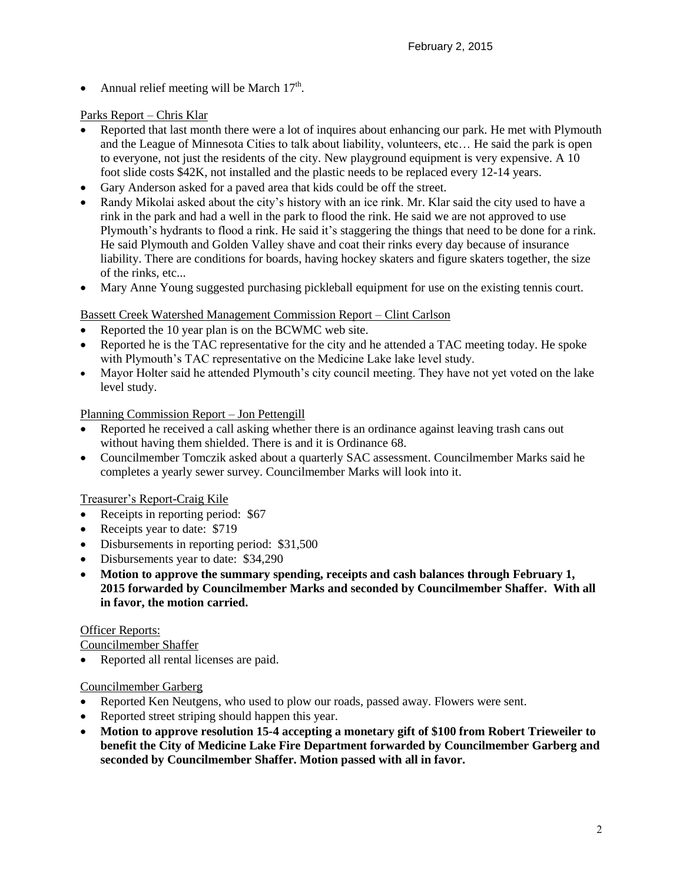- Annual relief meeting will be March 17th.

Parks Report – Chris Klar

- Reported that last month there were a lot of inquires about enhancing our park. He met with Plymouth and the League of Minnesota Cities to talk about liability, volunteers, etc… He said the park is open to everyone, not just the residents of the city. New playground equipment is very expensive. A 10 foot slide costs $42K, not installed and the plastic needs to be replaced every 12-14 years.
- Gary Anderson asked for a paved area that kids could be off the street.
- Randy Mikolai asked about the city's history with an ice rink. Mr. Klar said the city used to have a rink in the park and had a well in the park to flood the rink. He said we are not approved to use Plymouth's hydrants to flood a rink. He said it's staggering the things that need to be done for a rink. He said Plymouth and Golden Valley shave and coat their rinks every day because of insurance liability. There are conditions for boards, having hockey skaters and figure skaters together, the size of the rinks, etc...
- Mary Anne Young suggested purchasing pickleball equipment for use on the existing tennis court.

Bassett Creek Watershed Management Commission Report – Clint Carlson

- Reported the 10 year plan is on the BCWMC web site.
- Reported he is the TAC representative for the city and he attended a TAC meeting today. He spoke with Plymouth's TAC representative on the Medicine Lake lake level study.
- Mayor Holter said he attended Plymouth's city council meeting. They have not yet voted on the lake level study.

Planning Commission Report – Jon Pettengill

- Reported he received a call asking whether there is an ordinance against leaving trash cans out without having them shielded. There is and it is Ordinance 68.
- Councilmember Tomczik asked about a quarterly SAC assessment. Councilmember Marks said he completes a yearly sewer survey. Councilmember Marks will look into it.

Treasurer's Report-Craig Kile

- Receipts in reporting period: $67
- Receipts year to date: $719
- Disbursements in reporting period: $31,500
- Disbursements year to date: $34,290
- **Motion to approve the summary spending, receipts and cash balances through February 1, 2015 forwarded by Councilmember Marks and seconded by Councilmember Shaffer. With all in favor, the motion carried.**

Officer Reports:

Councilmember Shaffer

- Reported all rental licenses are paid.

Councilmember Garberg

- Reported Ken Neutgens, who used to plow our roads, passed away. Flowers were sent.
- Reported street striping should happen this year.
- **Motion to approve resolution 15-4 accepting a monetary gift of $100 from Robert Trieweiler to benefit the City of Medicine Lake Fire Department forwarded by Councilmember Garberg and seconded by Councilmember Shaffer. Motion passed with all in favor.**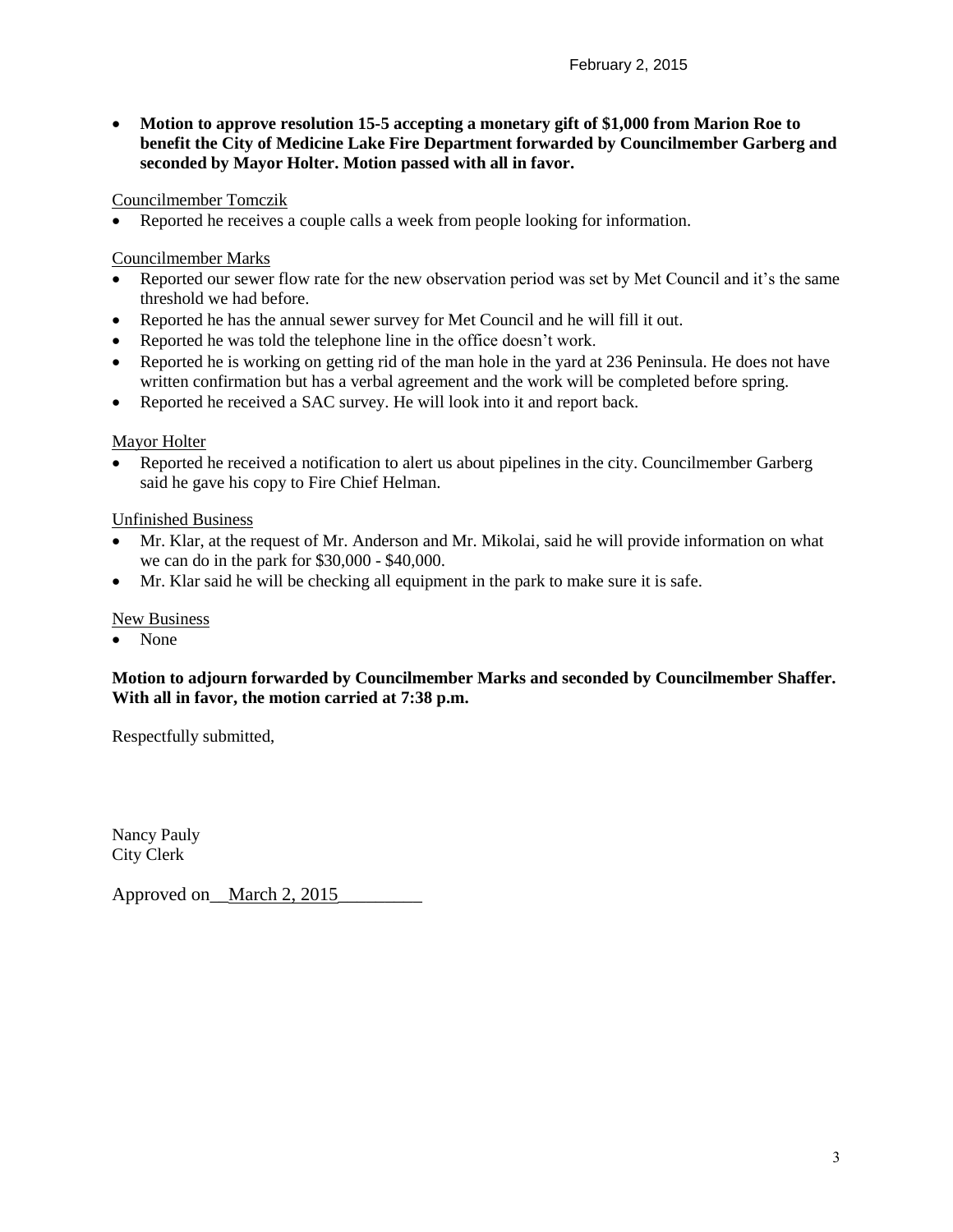- **Motion to approve resolution 15-5 accepting a monetary gift of $1,000 from Marion Roe to benefit the City of Medicine Lake Fire Department forwarded by Councilmember Garberg and seconded by Mayor Holter. Motion passed with all in favor.**

Councilmember Tomczik

- Reported he receives a couple calls a week from people looking for information.

Councilmember Marks

- Reported our sewer flow rate for the new observation period was set by Met Council and it's the same threshold we had before.
- Reported he has the annual sewer survey for Met Council and he will fill it out.
- Reported he was told the telephone line in the office doesn't work.
- Reported he is working on getting rid of the man hole in the yard at 236 Peninsula. He does not have written confirmation but has a verbal agreement and the work will be completed before spring.
- Reported he received a SAC survey. He will look into it and report back.

Mayor Holter

- Reported he received a notification to alert us about pipelines in the city. Councilmember Garberg said he gave his copy to Fire Chief Helman.

Unfinished Business

- Mr. Klar, at the request of Mr. Anderson and Mr. Mikolai, said he will provide information on what we can do in the park for $30,000 - $40,000.
- Mr. Klar said he will be checking all equipment in the park to make sure it is safe.

New Business

- None

**Motion to adjourn forwarded by Councilmember Marks and seconded by Councilmember Shaffer. With all in favor, the motion carried at 7:38 p.m.**

Respectfully submitted,

Nancy Pauly
City Clerk

Approved on March 2, 2015